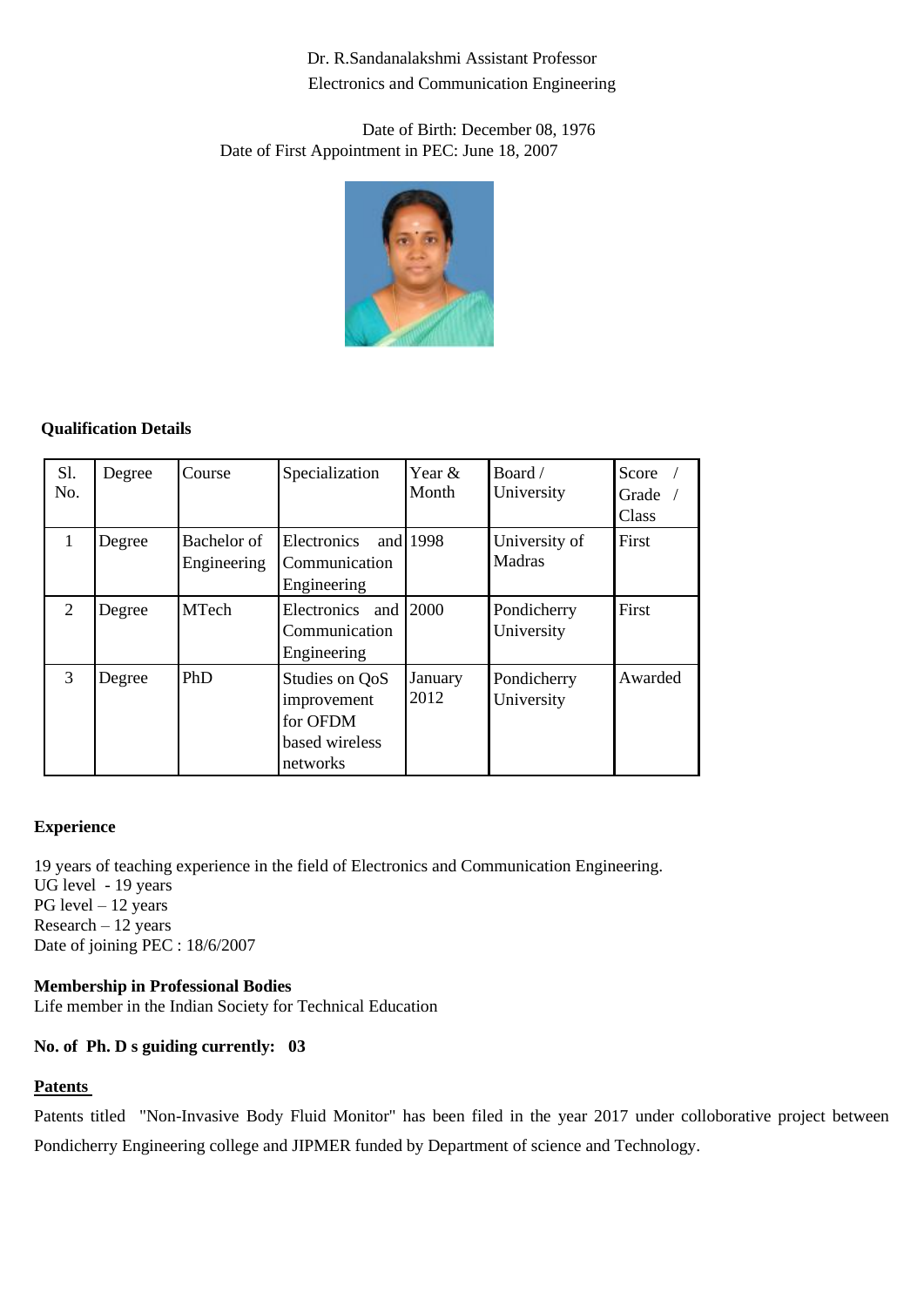Dr. R.Sandanalakshmi Assistant Professor
Electronics and Communication Engineering

Date of Birth: December 08, 1976
Date of First Appointment in PEC: June 18, 2007

**Qualification Details**

| Sl. No. | Degree | Course | Specialization | Year & Month | Board / University | Score / Grade / Class |
|---|---|---|---|---|---|---|
| 1 | Degree | Bachelor of Engineering | Electronics and Communication Engineering | 1998 | University of Madras | First |
| 2 | Degree | MTech | Electronics and Communication Engineering | 2000 | Pondicherry University | First |
| 3 | Degree | PhD | Studies on QoS improvement for OFDM based wireless networks | January 2012 | Pondicherry University | Awarded |

**Experience**

19 years of teaching experience in the field of Electronics and Communication Engineering.
UG level - 19 years
PG level – 12 years
Research – 12 years
Date of joining PEC : 18/6/2007

**Membership in Professional Bodies**
Life member in the Indian Society for Technical Education

**No. of Ph. D s guiding currently: 03**

**Patents**

Patents titled "Non-Invasive Body Fluid Monitor" has been filed in the year 2017 under colloborative project between Pondicherry Engineering college and JIPMER funded by Department of science and Technology.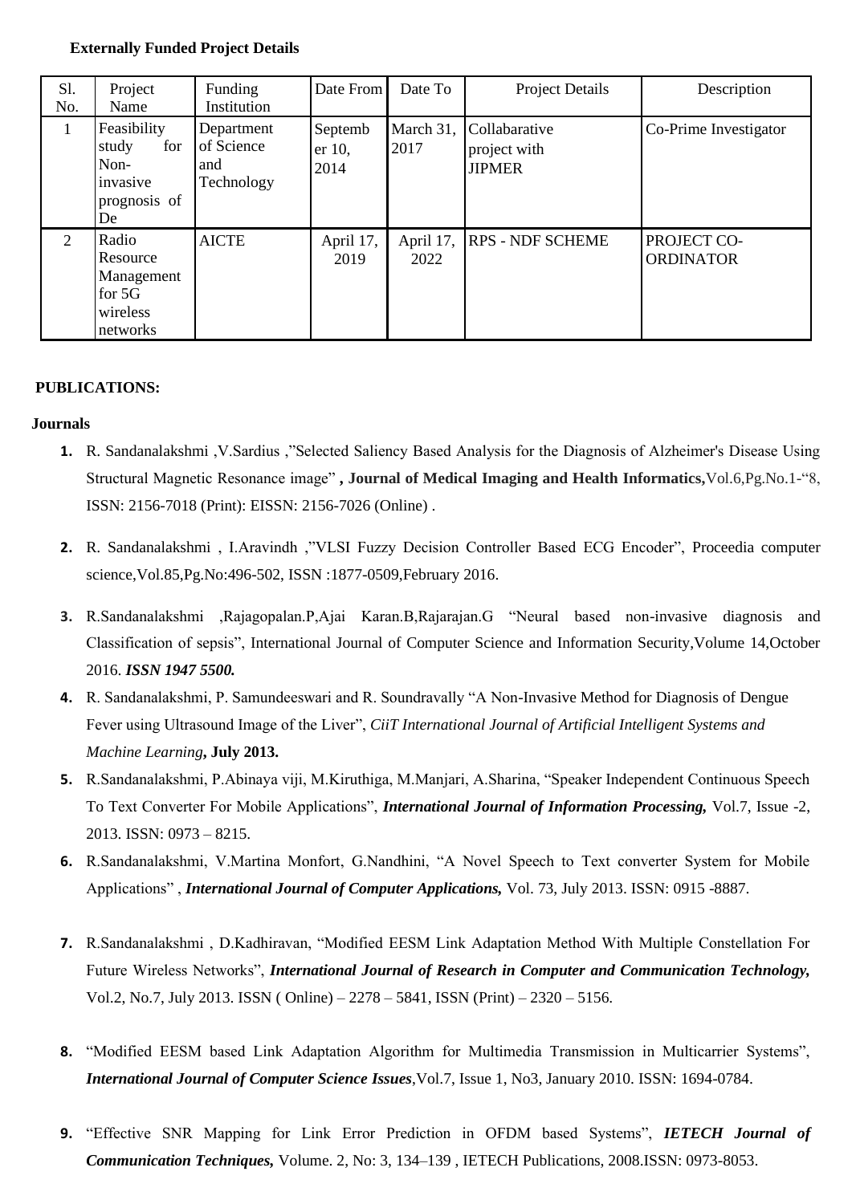**Externally Funded Project Details**

| Sl. No. | Project Name | Funding Institution | Date From | Date To | Project Details | Description |
|---|---|---|---|---|---|---|
| 1 | Feasibility study for Non-invasive prognosis of De | Department of Science and Technology | September 10, 2014 | March 31, 2017 | Collabarative project with JIPMER | Co-Prime Investigator |
| 2 | Radio Resource Management for 5G wireless networks | AICTE | April 17, 2019 | April 17, 2022 | RPS - NDF SCHEME | PROJECT CO-ORDINATOR |

**PUBLICATIONS:**

**Journals**

1. R. Sandanalakshmi ,V.Sardius ,"Selected Saliency Based Analysis for the Diagnosis of Alzheimer's Disease Using Structural Magnetic Resonance image" **, Journal of Medical Imaging and Health Informatics,**Vol.6,Pg.No.1-"8, ISSN: 2156-7018 (Print): EISSN: 2156-7026 (Online) .

2. R. Sandanalakshmi , I.Aravindh ,"VLSI Fuzzy Decision Controller Based ECG Encoder", Proceedia computer science,Vol.85,Pg.No:496-502, ISSN :1877-0509,February 2016.

3. R.Sandanalakshmi ,Rajagopalan.P,Ajai Karan.B,Rajarajan.G "Neural based non-invasive diagnosis and Classification of sepsis", International Journal of Computer Science and Information Security,Volume 14,October 2016. ***ISSN 1947 5500.***

4. R. Sandanalakshmi, P. Samundeeswari and R. Soundravally "A Non-Invasive Method for Diagnosis of Dengue Fever using Ultrasound Image of the Liver", *CiiT International Journal of Artificial Intelligent Systems and Machine Learning***, July 2013.**

5. R.Sandanalakshmi, P.Abinaya viji, M.Kiruthiga, M.Manjari, A.Sharina, "Speaker Independent Continuous Speech To Text Converter For Mobile Applications", ***International Journal of Information Processing,*** Vol.7, Issue -2, 2013. ISSN: 0973 – 8215.

6. R.Sandanalakshmi, V.Martina Monfort, G.Nandhini, "A Novel Speech to Text converter System for Mobile Applications" , ***International Journal of Computer Applications,*** Vol. 73, July 2013. ISSN: 0915 -8887.

7. R.Sandanalakshmi , D.Kadhiravan, "Modified EESM Link Adaptation Method With Multiple Constellation For Future Wireless Networks", ***International Journal of Research in Computer and Communication Technology,*** Vol.2, No.7, July 2013. ISSN ( Online) – 2278 – 5841, ISSN (Print) – 2320 – 5156.

8. "Modified EESM based Link Adaptation Algorithm for Multimedia Transmission in Multicarrier Systems", ***International Journal of Computer Science Issues***,Vol.7, Issue 1, No3, January 2010. ISSN: 1694-0784.

9. "Effective SNR Mapping for Link Error Prediction in OFDM based Systems", ***IETECH Journal of Communication Techniques,*** Volume. 2, No: 3, 134–139 , IETECH Publications, 2008.ISSN: 0973-8053.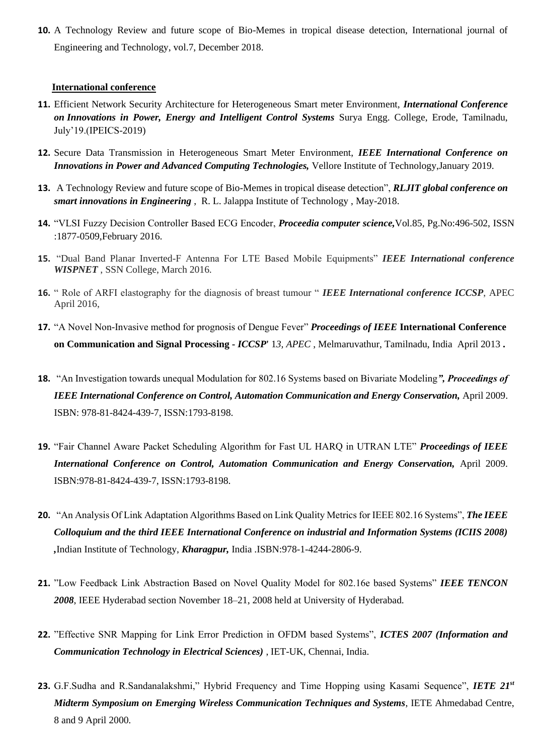10. A Technology Review and future scope of Bio-Memes in tropical disease detection, International journal of Engineering and Technology, vol.7, December 2018.

**International conference**

11. Efficient Network Security Architecture for Heterogeneous Smart meter Environment, ***International Conference on Innovations in Power, Energy and Intelligent Control Systems*** Surya Engg. College, Erode, Tamilnadu, July'19.(IPEICS-2019)

12. Secure Data Transmission in Heterogeneous Smart Meter Environment, ***IEEE International Conference on Innovations in Power and Advanced Computing Technologies,*** Vellore Institute of Technology,January 2019.

13. A Technology Review and future scope of Bio-Memes in tropical disease detection", ***RLJIT global conference on smart innovations in Engineering*** , R. L. Jalappa Institute of Technology , May-2018.

14. "VLSI Fuzzy Decision Controller Based ECG Encoder, ***Proceedia computer science,***Vol.85, Pg.No:496-502, ISSN :1877-0509,February 2016.

15. "Dual Band Planar Inverted-F Antenna For LTE Based Mobile Equipments" ***IEEE International conference WISPNET*** , SSN College, March 2016.

16. " Role of ARFI elastography for the diagnosis of breast tumour " ***IEEE International conference ICCSP***, APEC April 2016,

17. "A Novel Non-Invasive method for prognosis of Dengue Fever" ***Proceedings of IEEE*** **International Conference on Communication and Signal Processing -** ***ICCSP***' 1*3, APEC* , Melmaruvathur, Tamilnadu, India April 2013 **.**

18. "An Investigation towards unequal Modulation for 802.16 Systems based on Bivariate Modeling***", Proceedings of IEEE International Conference on Control, Automation Communication and Energy Conservation,*** April 2009. ISBN: 978-81-8424-439-7, ISSN:1793-8198.

19. "Fair Channel Aware Packet Scheduling Algorithm for Fast UL HARQ in UTRAN LTE" ***Proceedings of IEEE International Conference on Control, Automation Communication and Energy Conservation,*** April 2009. ISBN:978-81-8424-439-7, ISSN:1793-8198.

20. "An Analysis Of Link Adaptation Algorithms Based on Link Quality Metrics for IEEE 802.16 Systems", ***The IEEE Colloquium and the third IEEE International Conference on industrial and Information Systems (ICIIS 2008)*** **,**Indian Institute of Technology, ***Kharagpur,*** India .ISBN:978-1-4244-2806-9.

21. "Low Feedback Link Abstraction Based on Novel Quality Model for 802.16e based Systems" ***IEEE TENCON 2008****,* IEEE Hyderabad section November 18–21, 2008 held at University of Hyderabad.

22. "Effective SNR Mapping for Link Error Prediction in OFDM based Systems", ***ICTES 2007 (Information and Communication Technology in Electrical Sciences)*** , IET-UK, Chennai, India.

23. G.F.Sudha and R.Sandanalakshmi," Hybrid Frequency and Time Hopping using Kasami Sequence", ***IETE 21st Midterm Symposium on Emerging Wireless Communication Techniques and Systems***, IETE Ahmedabad Centre, 8 and 9 April 2000.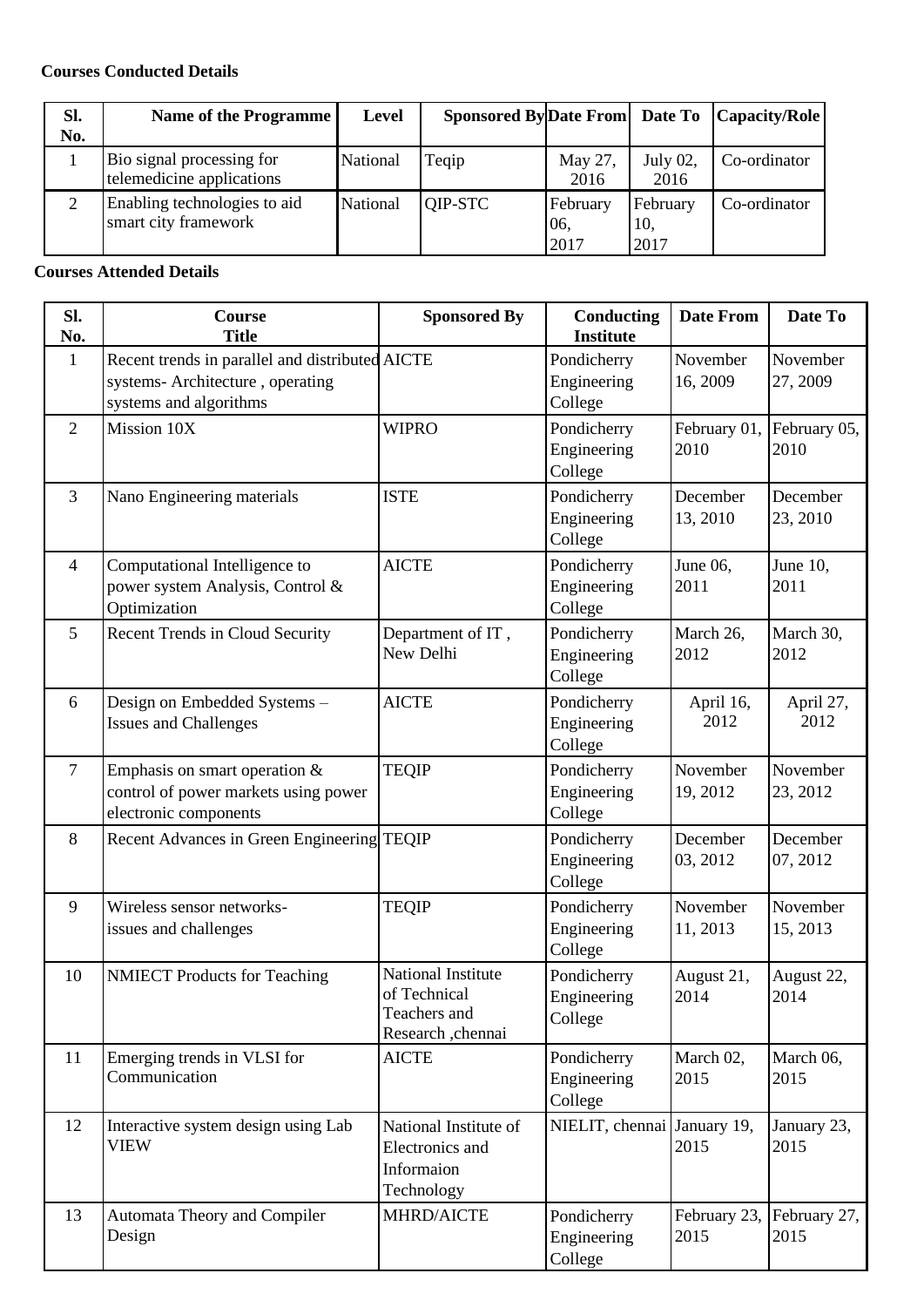**Courses Conducted Details**

| Sl. No. | Name of the Programme | Level | Sponsored By | Date From | Date To | Capacity/Role |
|---|---|---|---|---|---|---|
| 1 | Bio signal processing for telemedicine applications | National | Teqip | May 27, 2016 | July 02, 2016 | Co-ordinator |
| 2 | Enabling technologies to aid smart city framework | National | QIP-STC | February 06, 2017 | February 10, 2017 | Co-ordinator |

**Courses Attended Details**

| Sl. No. | Course Title | Sponsored By | Conducting Institute | Date From | Date To |
|---|---|---|---|---|---|
| 1 | Recent trends in parallel and distributed systems- Architecture , operating systems and algorithms | AICTE | Pondicherry Engineering College | November 16, 2009 | November 27, 2009 |
| 2 | Mission 10X | WIPRO | Pondicherry Engineering College | February 01, 2010 | February 05, 2010 |
| 3 | Nano Engineering materials | ISTE | Pondicherry Engineering College | December 13, 2010 | December 23, 2010 |
| 4 | Computational Intelligence to power system Analysis, Control & Optimization | AICTE | Pondicherry Engineering College | June 06, 2011 | June 10, 2011 |
| 5 | Recent Trends in Cloud Security | Department of IT , New Delhi | Pondicherry Engineering College | March 26, 2012 | March 30, 2012 |
| 6 | Design on Embedded Systems – Issues and Challenges | AICTE | Pondicherry Engineering College | April 16, 2012 | April 27, 2012 |
| 7 | Emphasis on smart operation & control of power markets using power electronic components | TEQIP | Pondicherry Engineering College | November 19, 2012 | November 23, 2012 |
| 8 | Recent Advances in Green Engineering | TEQIP | Pondicherry Engineering College | December 03, 2012 | December 07, 2012 |
| 9 | Wireless sensor networks- issues and challenges | TEQIP | Pondicherry Engineering College | November 11, 2013 | November 15, 2013 |
| 10 | NMIECT Products for Teaching | National Institute of Technical Teachers and Research ,chennai | Pondicherry Engineering College | August 21, 2014 | August 22, 2014 |
| 11 | Emerging trends in VLSI for Communication | AICTE | Pondicherry Engineering College | March 02, 2015 | March 06, 2015 |
| 12 | Interactive system design using Lab VIEW | National Institute of Electronics and Informaion Technology | NIELIT, chennai | January 19, 2015 | January 23, 2015 |
| 13 | Automata Theory and Compiler Design | MHRD/AICTE | Pondicherry Engineering College | February 23, 2015 | February 27, 2015 |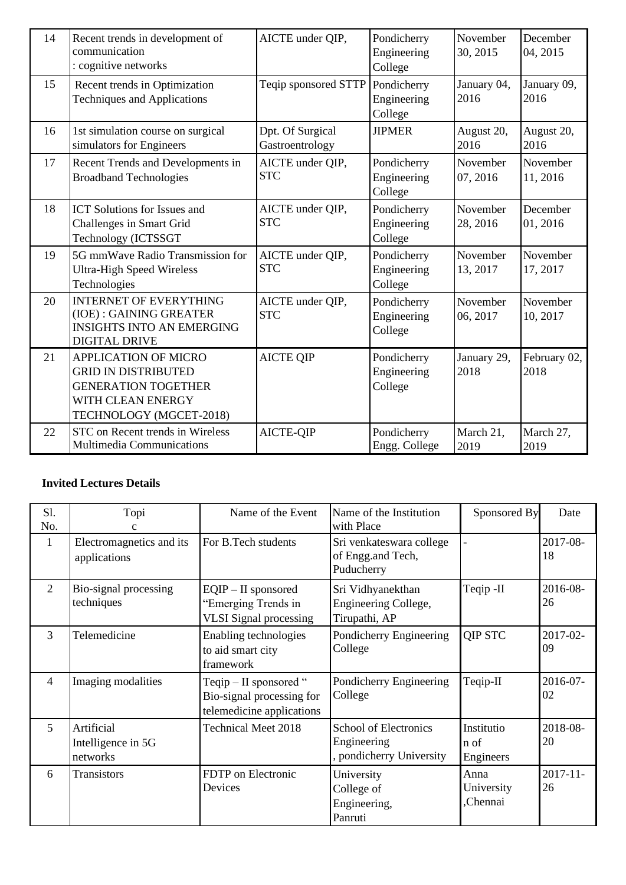| 14 | Recent trends in development of communication : cognitive networks | AICTE under QIP, | Pondicherry Engineering College | November 30, 2015 | December 04, 2015 |
|---|---|---|---|---|---|
| 15 | Recent trends in Optimization Techniques and Applications | Teqip sponsored STTP | Pondicherry Engineering College | January 04, 2016 | January 09, 2016 |
| 16 | 1st simulation course on surgical simulators for Engineers | Dpt. Of Surgical Gastroentrology | JIPMER | August 20, 2016 | August 20, 2016 |
| 17 | Recent Trends and Developments in Broadband Technologies | AICTE under QIP, STC | Pondicherry Engineering College | November 07, 2016 | November 11, 2016 |
| 18 | ICT Solutions for Issues and Challenges in Smart Grid Technology (ICTSSGT | AICTE under QIP, STC | Pondicherry Engineering College | November 28, 2016 | December 01, 2016 |
| 19 | 5G mmWave Radio Transmission for Ultra-High Speed Wireless Technologies | AICTE under QIP, STC | Pondicherry Engineering College | November 13, 2017 | November 17, 2017 |
| 20 | INTERNET OF EVERYTHING (IOE) : GAINING GREATER INSIGHTS INTO AN EMERGING DIGITAL DRIVE | AICTE under QIP, STC | Pondicherry Engineering College | November 06, 2017 | November 10, 2017 |
| 21 | APPLICATION OF MICRO GRID IN DISTRIBUTED GENERATION TOGETHER WITH CLEAN ENERGY TECHNOLOGY (MGCET-2018) | AICTE QIP | Pondicherry Engineering College | January 29, 2018 | February 02, 2018 |
| 22 | STC on Recent trends in Wireless Multimedia Communications | AICTE-QIP | Pondicherry Engg. College | March 21, 2019 | March 27, 2019 |

**Invited Lectures Details**

| Sl. No. | Topic | Name of the Event | Name of the Institution with Place | Sponsored By | Date |
|---|---|---|---|---|---|
| 1 | Electromagnetics and its applications | For B.Tech students | Sri venkateswara college of Engg.and Tech, Puducherry | - | 2017-08-18 |
| 2 | Bio-signal processing techniques | EQIP – II sponsored "Emerging Trends in VLSI Signal processing | Sri Vidhyanekthan Engineering College, Tirupathi, AP | Teqip -II | 2016-08-26 |
| 3 | Telemedicine | Enabling technologies to aid smart city framework | Pondicherry Engineering College | QIP STC | 2017-02-09 |
| 4 | Imaging modalities | Teqip – II sponsored " Bio-signal processing for telemedicine applications | Pondicherry Engineering College | Teqip-II | 2016-07-02 |
| 5 | Artificial Intelligence in 5G networks | Technical Meet 2018 | School of Electronics Engineering , pondicherry University | Institution of Engineers | 2018-08-20 |
| 6 | Transistors | FDTP on Electronic Devices | University College of Engineering, Panruti | Anna University ,Chennai | 2017-11-26 |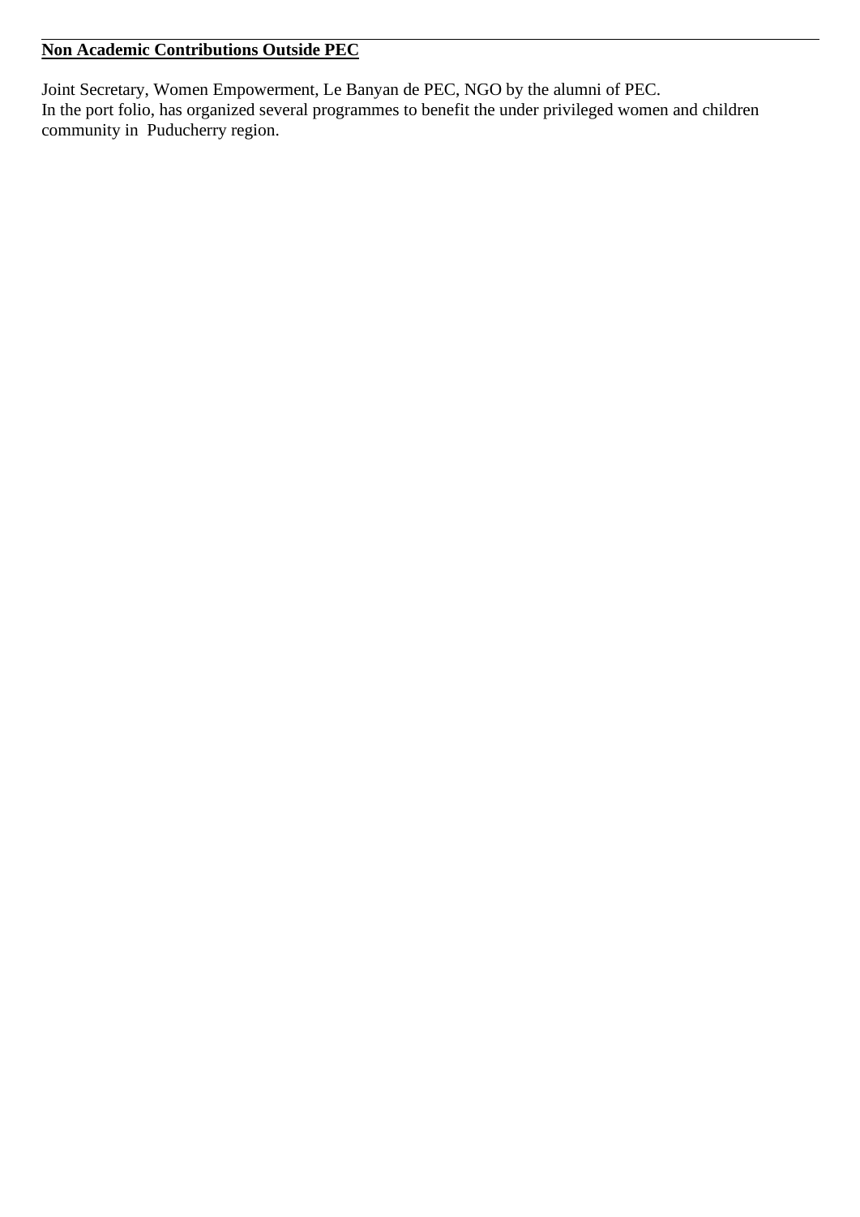**Non Academic Contributions Outside PEC**

Joint Secretary, Women Empowerment, Le Banyan de PEC, NGO by the alumni of PEC.
In the port folio, has organized several programmes to benefit the under privileged women and children community in Puducherry region.